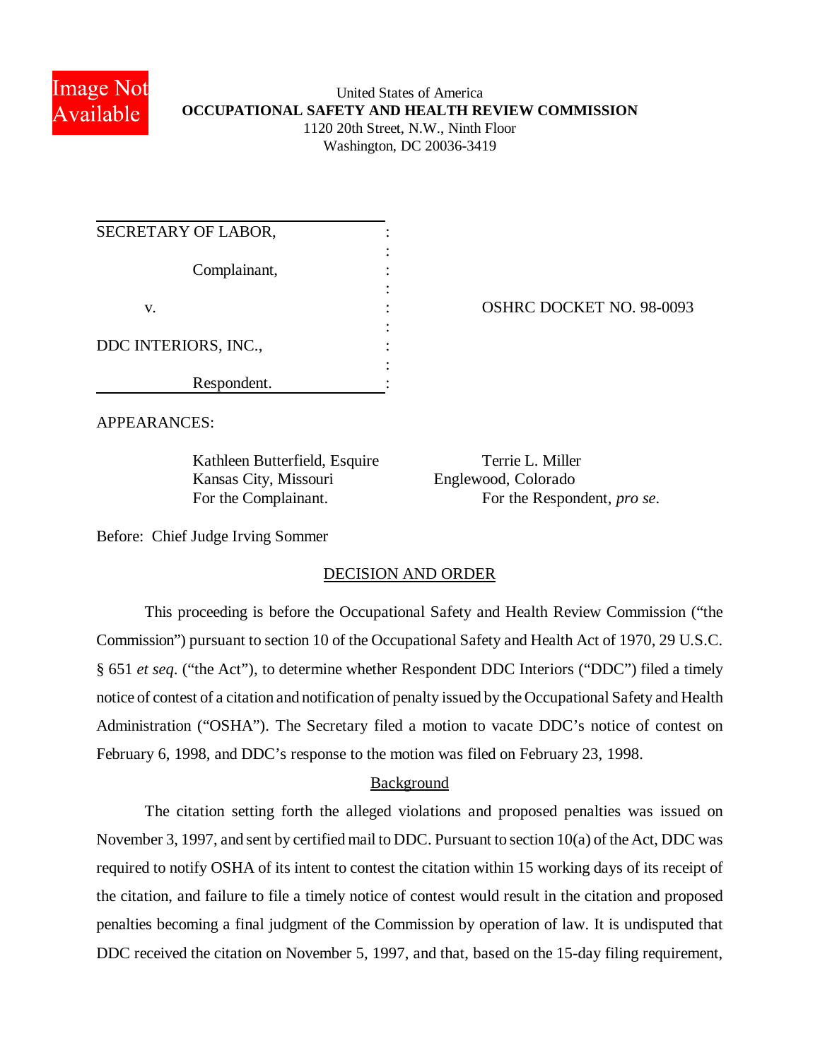United States of America
**OCCUPATIONAL SAFETY AND HEALTH REVIEW COMMISSION**
1120 20th Street, N.W., Ninth Floor
Washington, DC 20036-3419

| | |
|---|---|
| SECRETARY OF LABOR, Complainant, v. DDC INTERIORS, INC., Respondent. | OSHRC DOCKET NO. 98-0093 |

APPEARANCES:

Kathleen Butterfield, Esquire
Kansas City, Missouri
For the Complainant.

Terrie L. Miller
Englewood, Colorado
For the Respondent, *pro se*.

Before: Chief Judge Irving Sommer

## DECISION AND ORDER

This proceeding is before the Occupational Safety and Health Review Commission ("the Commission") pursuant to section 10 of the Occupational Safety and Health Act of 1970, 29 U.S.C. § 651 *et seq*. ("the Act"), to determine whether Respondent DDC Interiors ("DDC") filed a timely notice of contest of a citation and notification of penalty issued by the Occupational Safety and Health Administration ("OSHA"). The Secretary filed a motion to vacate DDC's notice of contest on February 6, 1998, and DDC's response to the motion was filed on February 23, 1998.

### Background

The citation setting forth the alleged violations and proposed penalties was issued on November 3, 1997, and sent by certified mail to DDC. Pursuant to section 10(a) of the Act, DDC was required to notify OSHA of its intent to contest the citation within 15 working days of its receipt of the citation, and failure to file a timely notice of contest would result in the citation and proposed penalties becoming a final judgment of the Commission by operation of law. It is undisputed that DDC received the citation on November 5, 1997, and that, based on the 15-day filing requirement,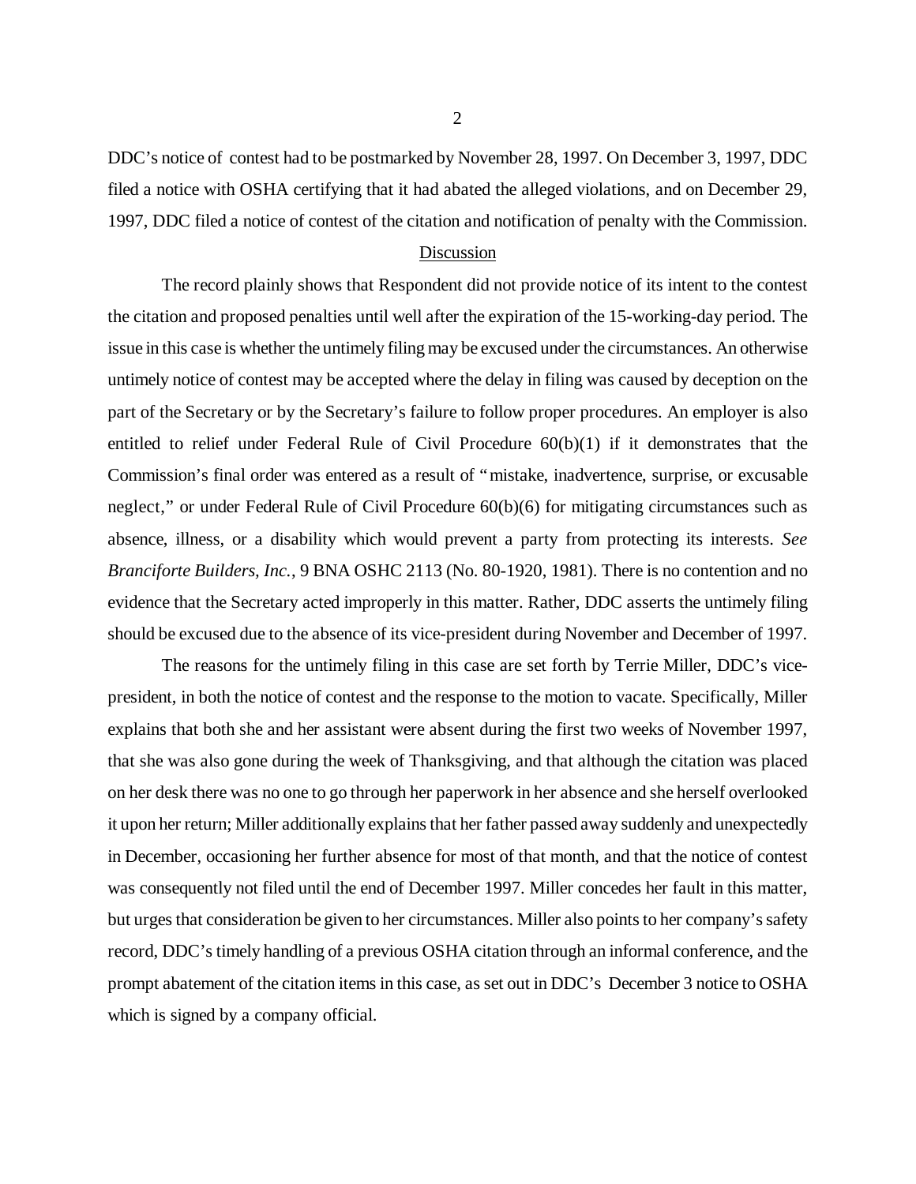DDC's notice of contest had to be postmarked by November 28, 1997. On December 3, 1997, DDC filed a notice with OSHA certifying that it had abated the alleged violations, and on December 29, 1997, DDC filed a notice of contest of the citation and notification of penalty with the Commission.

## Discussion

The record plainly shows that Respondent did not provide notice of its intent to the contest the citation and proposed penalties until well after the expiration of the 15-working-day period. The issue in this case is whether the untimely filing may be excused under the circumstances. An otherwise untimely notice of contest may be accepted where the delay in filing was caused by deception on the part of the Secretary or by the Secretary's failure to follow proper procedures. An employer is also entitled to relief under Federal Rule of Civil Procedure 60(b)(1) if it demonstrates that the Commission's final order was entered as a result of "mistake, inadvertence, surprise, or excusable neglect," or under Federal Rule of Civil Procedure 60(b)(6) for mitigating circumstances such as absence, illness, or a disability which would prevent a party from protecting its interests. *See Branciforte Builders, Inc.*, 9 BNA OSHC 2113 (No. 80-1920, 1981). There is no contention and no evidence that the Secretary acted improperly in this matter. Rather, DDC asserts the untimely filing should be excused due to the absence of its vice-president during November and December of 1997.

The reasons for the untimely filing in this case are set forth by Terrie Miller, DDC's vice-president, in both the notice of contest and the response to the motion to vacate. Specifically, Miller explains that both she and her assistant were absent during the first two weeks of November 1997, that she was also gone during the week of Thanksgiving, and that although the citation was placed on her desk there was no one to go through her paperwork in her absence and she herself overlooked it upon her return; Miller additionally explains that her father passed away suddenly and unexpectedly in December, occasioning her further absence for most of that month, and that the notice of contest was consequently not filed until the end of December 1997. Miller concedes her fault in this matter, but urges that consideration be given to her circumstances. Miller also points to her company's safety record, DDC's timely handling of a previous OSHA citation through an informal conference, and the prompt abatement of the citation items in this case, as set out in DDC's December 3 notice to OSHA which is signed by a company official.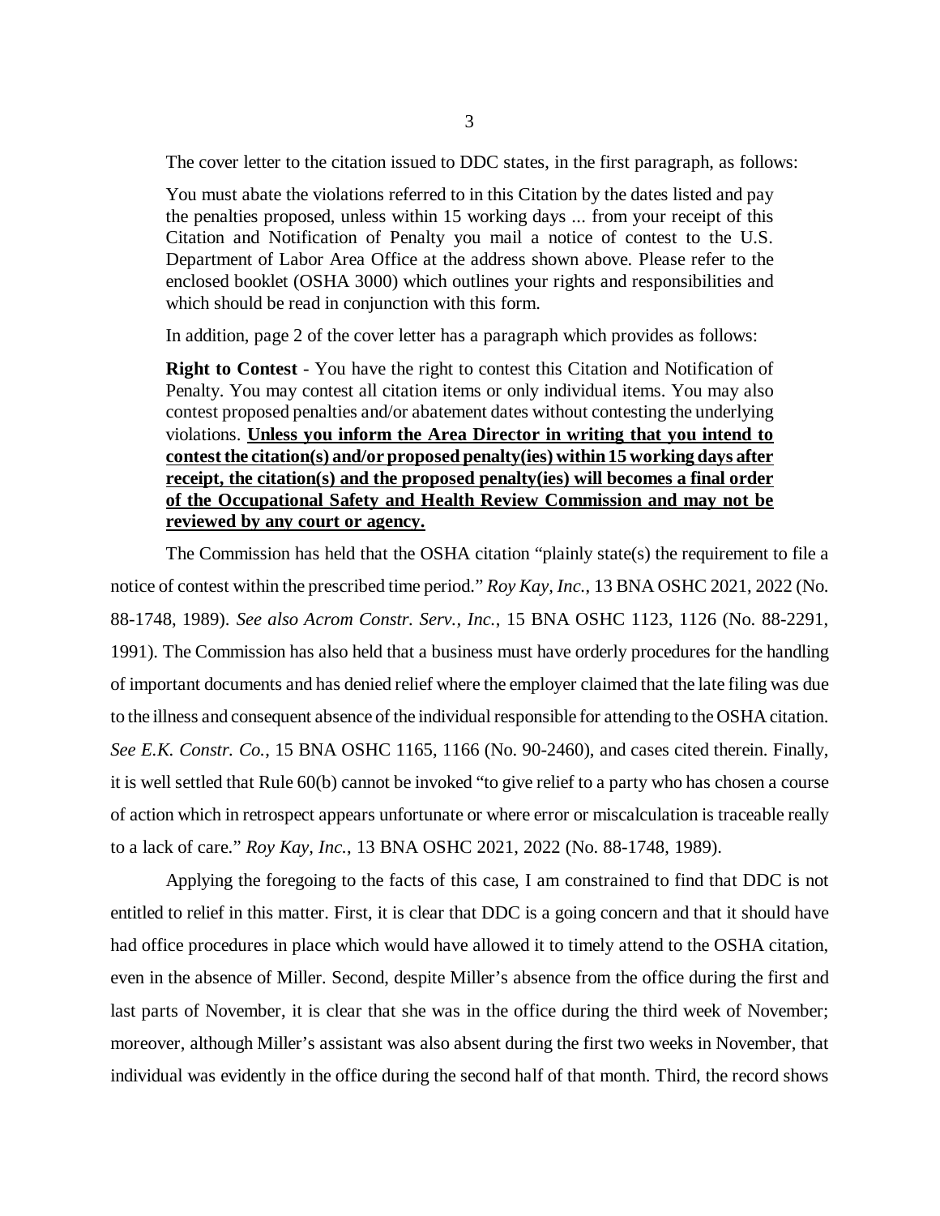The cover letter to the citation issued to DDC states, in the first paragraph, as follows:

> You must abate the violations referred to in this Citation by the dates listed and pay the penalties proposed, unless within 15 working days ... from your receipt of this Citation and Notification of Penalty you mail a notice of contest to the U.S. Department of Labor Area Office at the address shown above. Please refer to the enclosed booklet (OSHA 3000) which outlines your rights and responsibilities and which should be read in conjunction with this form.

In addition, page 2 of the cover letter has a paragraph which provides as follows:

> **Right to Contest** - You have the right to contest this Citation and Notification of Penalty. You may contest all citation items or only individual items. You may also contest proposed penalties and/or abatement dates without contesting the underlying violations. **Unless you inform the Area Director in writing that you intend to contest the citation(s) and/or proposed penalty(ies) within 15 working days after receipt, the citation(s) and the proposed penalty(ies) will becomes a final order of the Occupational Safety and Health Review Commission and may not be reviewed by any court or agency.**

The Commission has held that the OSHA citation "plainly state(s) the requirement to file a notice of contest within the prescribed time period." *Roy Kay, Inc.*, 13 BNA OSHC 2021, 2022 (No. 88-1748, 1989). *See also Acrom Constr. Serv., Inc.*, 15 BNA OSHC 1123, 1126 (No. 88-2291, 1991). The Commission has also held that a business must have orderly procedures for the handling of important documents and has denied relief where the employer claimed that the late filing was due to the illness and consequent absence of the individual responsible for attending to the OSHA citation. *See E.K. Constr. Co.*, 15 BNA OSHC 1165, 1166 (No. 90-2460), and cases cited therein. Finally, it is well settled that Rule 60(b) cannot be invoked "to give relief to a party who has chosen a course of action which in retrospect appears unfortunate or where error or miscalculation is traceable really to a lack of care." *Roy Kay, Inc.*, 13 BNA OSHC 2021, 2022 (No. 88-1748, 1989).

Applying the foregoing to the facts of this case, I am constrained to find that DDC is not entitled to relief in this matter. First, it is clear that DDC is a going concern and that it should have had office procedures in place which would have allowed it to timely attend to the OSHA citation, even in the absence of Miller. Second, despite Miller's absence from the office during the first and last parts of November, it is clear that she was in the office during the third week of November; moreover, although Miller's assistant was also absent during the first two weeks in November, that individual was evidently in the office during the second half of that month. Third, the record shows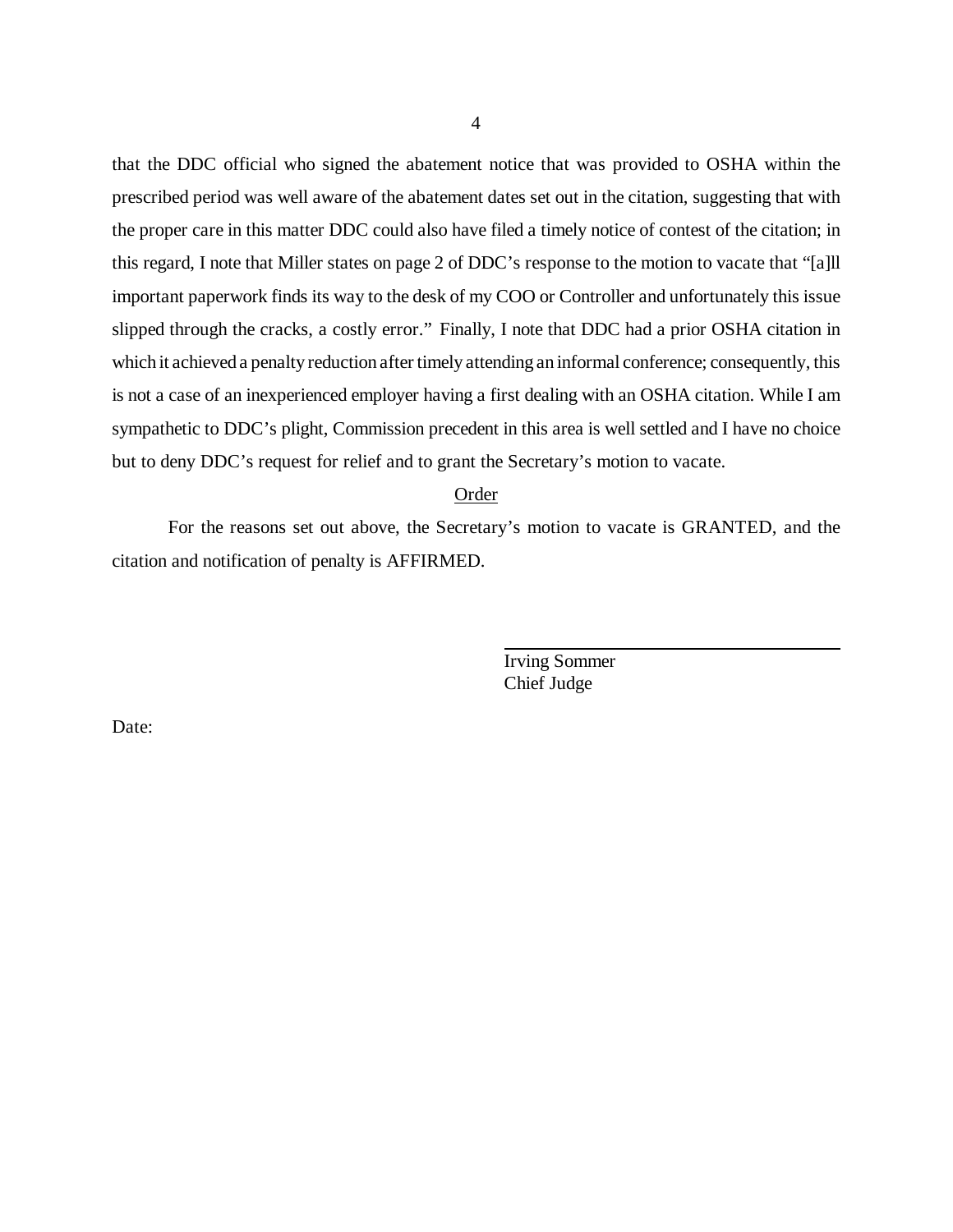that the DDC official who signed the abatement notice that was provided to OSHA within the prescribed period was well aware of the abatement dates set out in the citation, suggesting that with the proper care in this matter DDC could also have filed a timely notice of contest of the citation; in this regard, I note that Miller states on page 2 of DDC's response to the motion to vacate that "[a]ll important paperwork finds its way to the desk of my COO or Controller and unfortunately this issue slipped through the cracks, a costly error." Finally, I note that DDC had a prior OSHA citation in which it achieved a penalty reduction after timely attending an informal conference; consequently, this is not a case of an inexperienced employer having a first dealing with an OSHA citation. While I am sympathetic to DDC's plight, Commission precedent in this area is well settled and I have no choice but to deny DDC's request for relief and to grant the Secretary's motion to vacate.

## Order

For the reasons set out above, the Secretary's motion to vacate is GRANTED, and the citation and notification of penalty is AFFIRMED.

Irving Sommer
Chief Judge

Date: